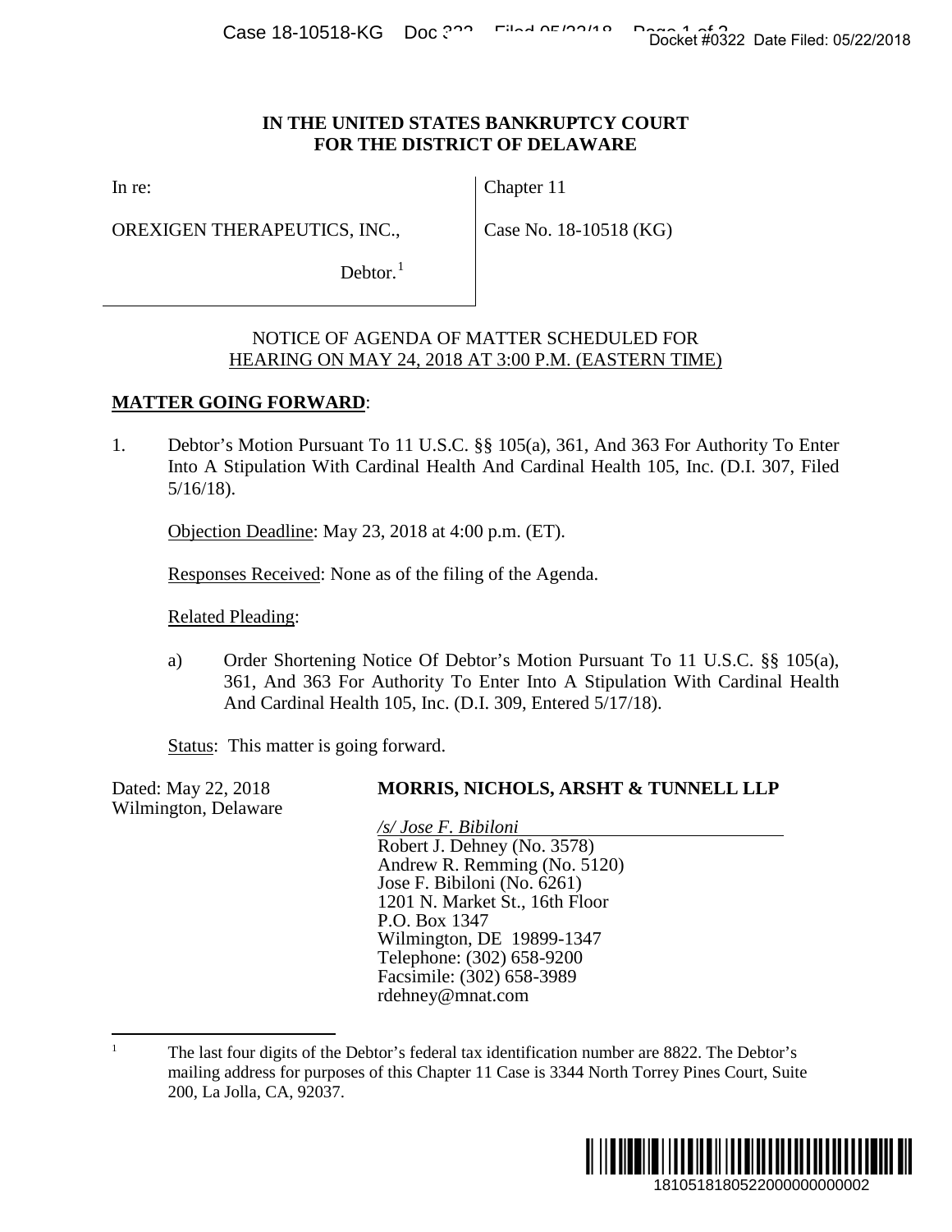**IN THE UNITED STATES BANKRUPTCY COURT**
**FOR THE DISTRICT OF DELAWARE**

| In re:<br><br>OREXIGEN THERAPEUTICS, INC.,<br><br>Debtor.[1] | Chapter 11<br><br>Case No. 18-10518 (KG) |
|---|---|

NOTICE OF AGENDA OF MATTER SCHEDULED FOR
HEARING ON MAY 24, 2018 AT 3:00 P.M. (EASTERN TIME)

**MATTER GOING FORWARD**:

1. Debtor's Motion Pursuant To 11 U.S.C. §§ 105(a), 361, And 363 For Authority To Enter Into A Stipulation With Cardinal Health And Cardinal Health 105, Inc. (D.I. 307, Filed 5/16/18).

   Objection Deadline: May 23, 2018 at 4:00 p.m. (ET).

   Responses Received: None as of the filing of the Agenda.

   Related Pleading:

   a) Order Shortening Notice Of Debtor's Motion Pursuant To 11 U.S.C. §§ 105(a), 361, And 363 For Authority To Enter Into A Stipulation With Cardinal Health And Cardinal Health 105, Inc. (D.I. 309, Entered 5/17/18).

   Status: This matter is going forward.

Dated: May 22, 2018
Wilmington, Delaware

**MORRIS, NICHOLS, ARSHT & TUNNELL LLP**

*/s/ Jose F. Bibiloni*
Robert J. Dehney (No. 3578)
Andrew R. Remming (No. 5120)
Jose F. Bibiloni (No. 6261)
1201 N. Market St., 16th Floor
P.O. Box 1347
Wilmington, DE 19899-1347
Telephone: (302) 658-9200
Facsimile: (302) 658-3989
rdehney@mnat.com

[1] The last four digits of the Debtor's federal tax identification number are 8822. The Debtor's mailing address for purposes of this Chapter 11 Case is 3344 North Torrey Pines Court, Suite 200, La Jolla, CA, 92037.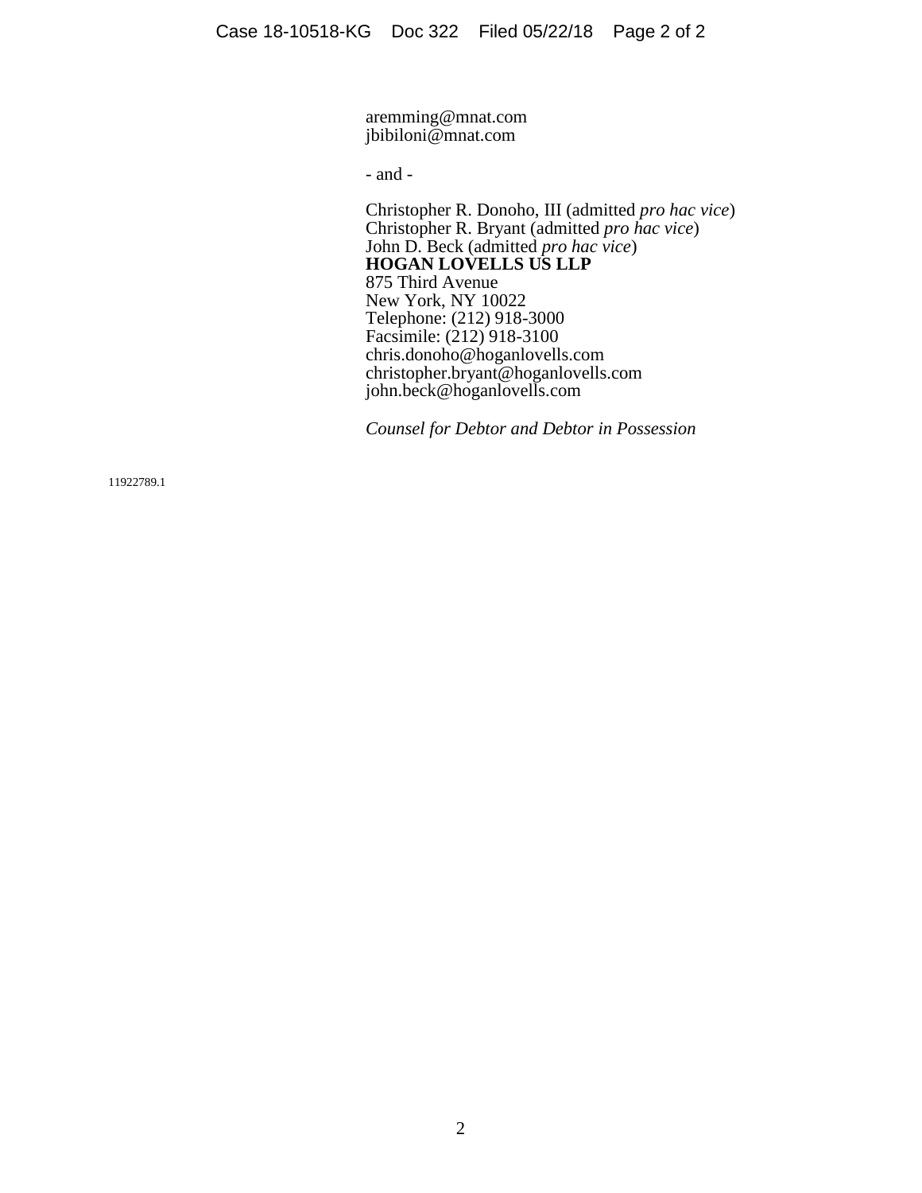aremming@mnat.com
jbibiloni@mnat.com

- and -

Christopher R. Donoho, III (admitted *pro hac vice*)
Christopher R. Bryant (admitted *pro hac vice*)
John D. Beck (admitted *pro hac vice*)
**HOGAN LOVELLS US LLP**
875 Third Avenue
New York, NY 10022
Telephone: (212) 918-3000
Facsimile: (212) 918-3100
chris.donoho@hoganlovells.com
christopher.bryant@hoganlovells.com
john.beck@hoganlovells.com

*Counsel for Debtor and Debtor in Possession*

11922789.1